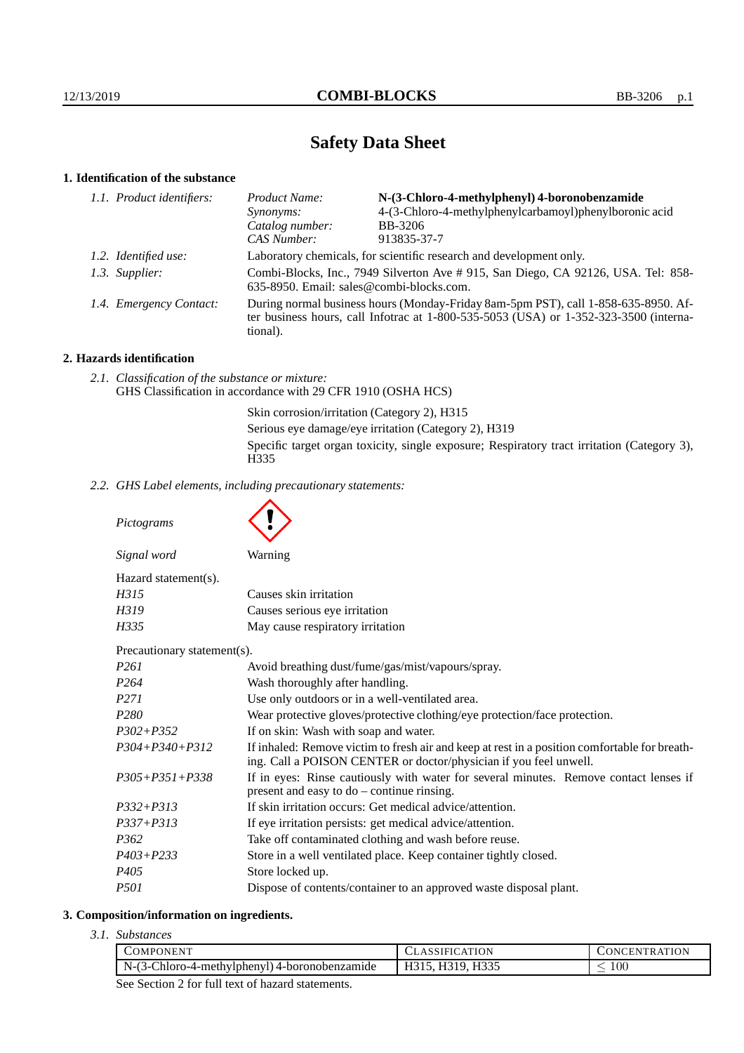# Safety Data Sheet

## 1. Identification of the substance

*1.1. Product identifiers:*

| | |
|---|---|
| *Product Name:* | **N-(3-Chloro-4-methylphenyl) 4-boronobenzamide** |
| *Synonyms:* | 4-(3-Chloro-4-methylphenylcarbamoyl)phenylboronic acid |
| *Catalog number:* | BB-3206 |
| *CAS Number:* | 913835-37-7 |

*1.2. Identified use:* Laboratory chemicals, for scientific research and development only.

*1.3. Supplier:* Combi-Blocks, Inc., 7949 Silverton Ave # 915, San Diego, CA 92126, USA. Tel: 858-635-8950. Email: sales@combi-blocks.com.

*1.4. Emergency Contact:* During normal business hours (Monday-Friday 8am-5pm PST), call 1-858-635-8950. After business hours, call Infotrac at 1-800-535-5053 (USA) or 1-352-323-3500 (international).

## 2. Hazards identification

*2.1. Classification of the substance or mixture:*
GHS Classification in accordance with 29 CFR 1910 (OSHA HCS)

Skin corrosion/irritation (Category 2), H315
Serious eye damage/eye irritation (Category 2), H319
Specific target organ toxicity, single exposure; Respiratory tract irritation (Category 3), H335

*2.2. GHS Label elements, including precautionary statements:*

*Pictograms*

*Signal word* Warning

Hazard statement(s).

| | |
|---|---|
| *H315* | Causes skin irritation |
| *H319* | Causes serious eye irritation |
| *H335* | May cause respiratory irritation |

Precautionary statement(s).

| | |
|---|---|
| *P261* | Avoid breathing dust/fume/gas/mist/vapours/spray. |
| *P264* | Wash thoroughly after handling. |
| *P271* | Use only outdoors or in a well-ventilated area. |
| *P280* | Wear protective gloves/protective clothing/eye protection/face protection. |
| *P302+P352* | If on skin: Wash with soap and water. |
| *P304+P340+P312* | If inhaled: Remove victim to fresh air and keep at rest in a position comfortable for breathing. Call a POISON CENTER or doctor/physician if you feel unwell. |
| *P305+P351+P338* | If in eyes: Rinse cautiously with water for several minutes. Remove contact lenses if present and easy to do – continue rinsing. |
| *P332+P313* | If skin irritation occurs: Get medical advice/attention. |
| *P337+P313* | If eye irritation persists: get medical advice/attention. |
| *P362* | Take off contaminated clothing and wash before reuse. |
| *P403+P233* | Store in a well ventilated place. Keep container tightly closed. |
| *P405* | Store locked up. |
| *P501* | Dispose of contents/container to an approved waste disposal plant. |

## 3. Composition/information on ingredients.

*3.1. Substances*

| Component | Classification | Concentration |
|---|---|---|
| N-(3-Chloro-4-methylphenyl) 4-boronobenzamide | H315, H319, H335 | $\leq 100$ |

See Section 2 for full text of hazard statements.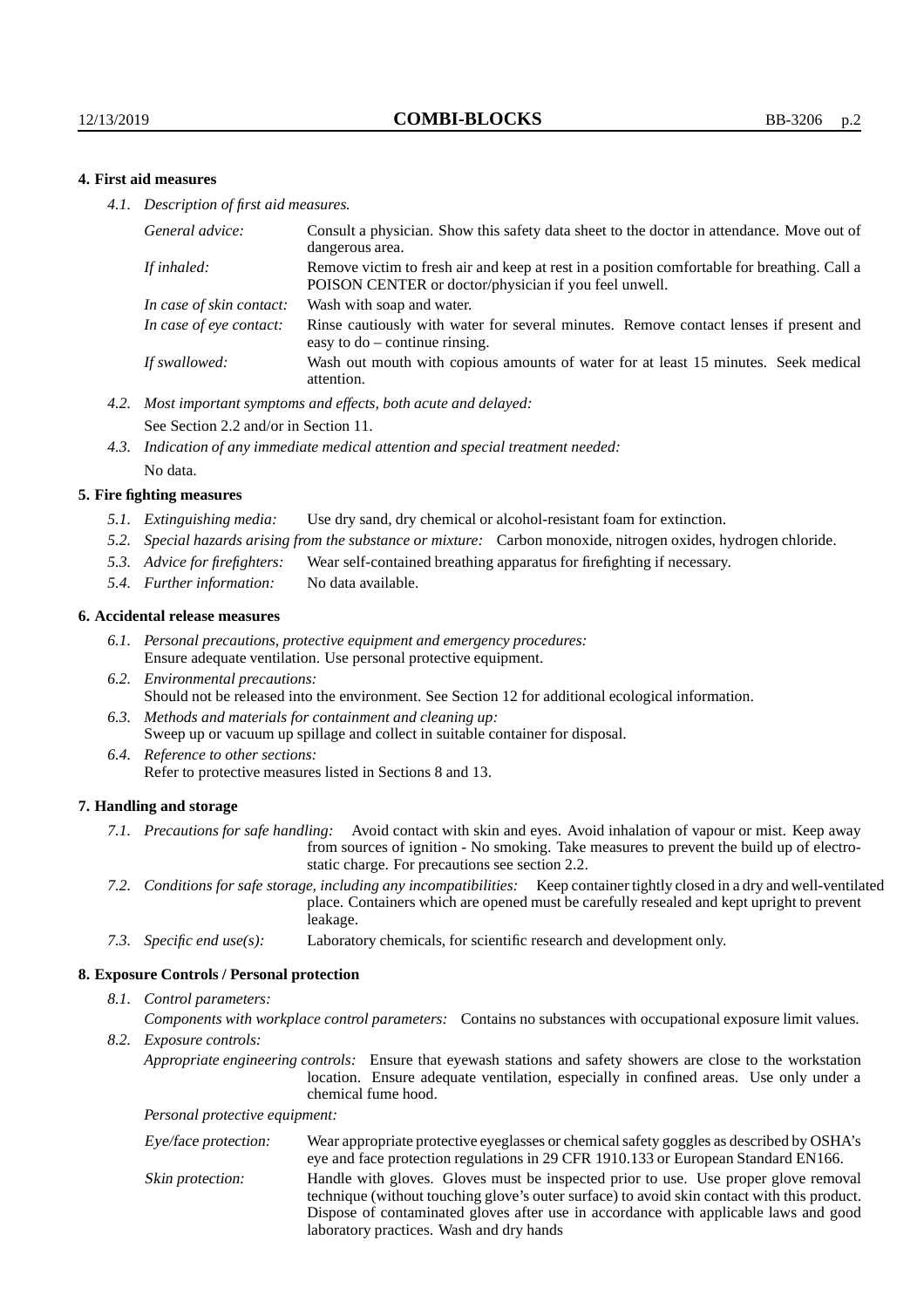## 4. First aid measures

*4.1. Description of first aid measures.*

| | |
|---|---|
| *General advice:* | Consult a physician. Show this safety data sheet to the doctor in attendance. Move out of dangerous area. |
| *If inhaled:* | Remove victim to fresh air and keep at rest in a position comfortable for breathing. Call a POISON CENTER or doctor/physician if you feel unwell. |
| *In case of skin contact:* | Wash with soap and water. |
| *In case of eye contact:* | Rinse cautiously with water for several minutes. Remove contact lenses if present and easy to do – continue rinsing. |
| *If swallowed:* | Wash out mouth with copious amounts of water for at least 15 minutes. Seek medical attention. |

*4.2. Most important symptoms and effects, both acute and delayed:*
See Section 2.2 and/or in Section 11.

*4.3. Indication of any immediate medical attention and special treatment needed:*
No data.

## 5. Fire fighting measures

*5.1. Extinguishing media:* Use dry sand, dry chemical or alcohol-resistant foam for extinction.

*5.2. Special hazards arising from the substance or mixture:* Carbon monoxide, nitrogen oxides, hydrogen chloride.

*5.3. Advice for firefighters:* Wear self-contained breathing apparatus for firefighting if necessary.

*5.4. Further information:* No data available.

## 6. Accidental release measures

*6.1. Personal precautions, protective equipment and emergency procedures:*
Ensure adequate ventilation. Use personal protective equipment.

*6.2. Environmental precautions:*
Should not be released into the environment. See Section 12 for additional ecological information.

*6.3. Methods and materials for containment and cleaning up:*
Sweep up or vacuum up spillage and collect in suitable container for disposal.

*6.4. Reference to other sections:*
Refer to protective measures listed in Sections 8 and 13.

## 7. Handling and storage

*7.1. Precautions for safe handling:* Avoid contact with skin and eyes. Avoid inhalation of vapour or mist. Keep away from sources of ignition - No smoking. Take measures to prevent the build up of electrostatic charge. For precautions see section 2.2.

*7.2. Conditions for safe storage, including any incompatibilities:* Keep container tightly closed in a dry and well-ventilated place. Containers which are opened must be carefully resealed and kept upright to prevent leakage.

*7.3. Specific end use(s):* Laboratory chemicals, for scientific research and development only.

## 8. Exposure Controls / Personal protection

*8.1. Control parameters:*

*Components with workplace control parameters:* Contains no substances with occupational exposure limit values.

*8.2. Exposure controls:*

*Appropriate engineering controls:* Ensure that eyewash stations and safety showers are close to the workstation location. Ensure adequate ventilation, especially in confined areas. Use only under a chemical fume hood.

*Personal protective equipment:*

| | |
|---|---|
| *Eye/face protection:* | Wear appropriate protective eyeglasses or chemical safety goggles as described by OSHA's eye and face protection regulations in 29 CFR 1910.133 or European Standard EN166. |
| *Skin protection:* | Handle with gloves. Gloves must be inspected prior to use. Use proper glove removal technique (without touching glove's outer surface) to avoid skin contact with this product. Dispose of contaminated gloves after use in accordance with applicable laws and good laboratory practices. Wash and dry hands |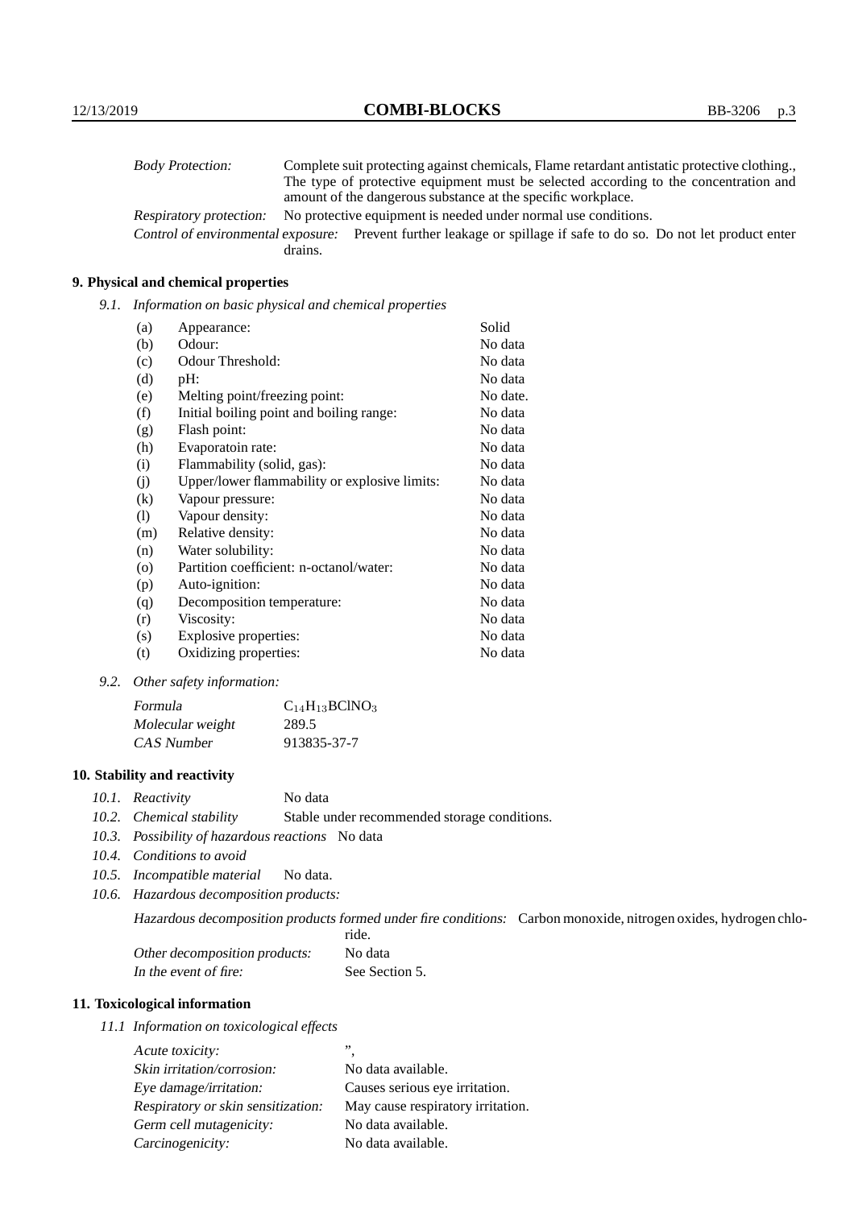*Body Protection:* Complete suit protecting against chemicals, Flame retardant antistatic protective clothing., The type of protective equipment must be selected according to the concentration and amount of the dangerous substance at the specific workplace.

*Respiratory protection:* No protective equipment is needed under normal use conditions.

*Control of environmental exposure:* Prevent further leakage or spillage if safe to do so. Do not let product enter drains.

## 9. Physical and chemical properties

*9.1. Information on basic physical and chemical properties*

| | | |
|---|---|---|
| (a) | Appearance: | Solid |
| (b) | Odour: | No data |
| (c) | Odour Threshold: | No data |
| (d) | pH: | No data |
| (e) | Melting point/freezing point: | No date. |
| (f) | Initial boiling point and boiling range: | No data |
| (g) | Flash point: | No data |
| (h) | Evaporatoin rate: | No data |
| (i) | Flammability (solid, gas): | No data |
| (j) | Upper/lower flammability or explosive limits: | No data |
| (k) | Vapour pressure: | No data |
| (l) | Vapour density: | No data |
| (m) | Relative density: | No data |
| (n) | Water solubility: | No data |
| (o) | Partition coefficient: n-octanol/water: | No data |
| (p) | Auto-ignition: | No data |
| (q) | Decomposition temperature: | No data |
| (r) | Viscosity: | No data |
| (s) | Explosive properties: | No data |
| (t) | Oxidizing properties: | No data |

*9.2. Other safety information:*

| | |
|---|---|
| *Formula* | $C_{14}H_{13}BClNO_3$ |
| *Molecular weight* | 289.5 |
| *CAS Number* | 913835-37-7 |

## 10. Stability and reactivity

*10.1. Reactivity* No data

*10.2. Chemical stability* Stable under recommended storage conditions.

*10.3. Possibility of hazardous reactions* No data

*10.4. Conditions to avoid*

*10.5. Incompatible material* No data.

*10.6. Hazardous decomposition products:*

*Hazardous decomposition products formed under fire conditions:* Carbon monoxide, nitrogen oxides, hydrogen chloride.

*Other decomposition products:* No data

*In the event of fire:* See Section 5.

## 11. Toxicological information

*11.1 Information on toxicological effects*

| | |
|---|---|
| *Acute toxicity:* | ”, |
| *Skin irritation/corrosion:* | No data available. |
| *Eye damage/irritation:* | Causes serious eye irritation. |
| *Respiratory or skin sensitization:* | May cause respiratory irritation. |
| *Germ cell mutagenicity:* | No data available. |
| *Carcinogenicity:* | No data available. |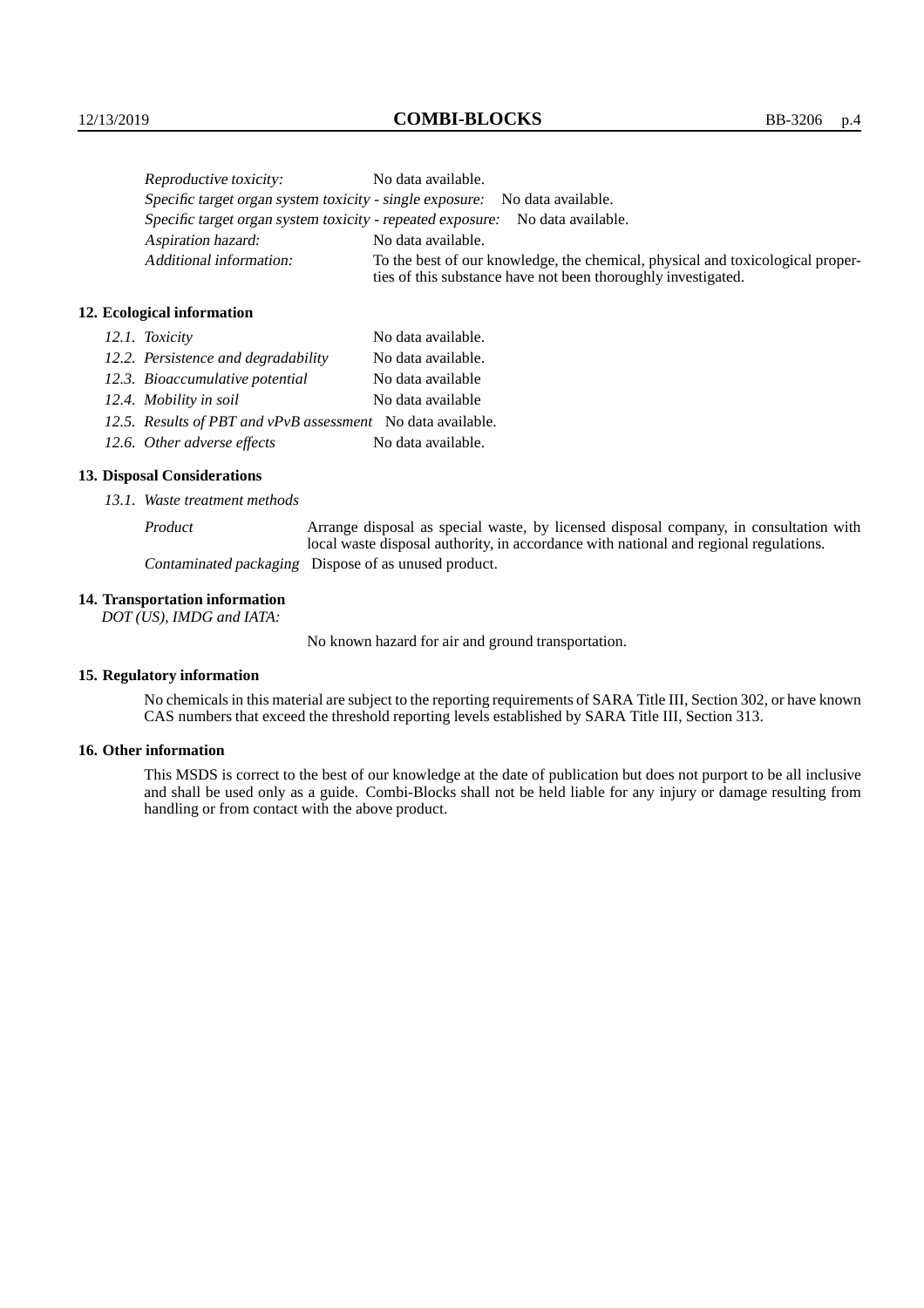*Reproductive toxicity:* No data available.

*Specific target organ system toxicity - single exposure:* No data available.

*Specific target organ system toxicity - repeated exposure:* No data available.

*Aspiration hazard:* No data available.

*Additional information:* To the best of our knowledge, the chemical, physical and toxicological properties of this substance have not been thoroughly investigated.

### 12. Ecological information

| | |
|---|---|
| *12.1. Toxicity* | No data available. |
| *12.2. Persistence and degradability* | No data available. |
| *12.3. Bioaccumulative potential* | No data available |
| *12.4. Mobility in soil* | No data available |
| *12.5. Results of PBT and vPvB assessment* | No data available. |
| *12.6. Other adverse effects* | No data available. |

### 13. Disposal Considerations

*13.1. Waste treatment methods*

*Product* Arrange disposal as special waste, by licensed disposal company, in consultation with local waste disposal authority, in accordance with national and regional regulations.

*Contaminated packaging* Dispose of as unused product.

### 14. Transportation information

*DOT (US), IMDG and IATA:*

No known hazard for air and ground transportation.

### 15. Regulatory information

No chemicals in this material are subject to the reporting requirements of SARA Title III, Section 302, or have known CAS numbers that exceed the threshold reporting levels established by SARA Title III, Section 313.

### 16. Other information

This MSDS is correct to the best of our knowledge at the date of publication but does not purport to be all inclusive and shall be used only as a guide. Combi-Blocks shall not be held liable for any injury or damage resulting from handling or from contact with the above product.